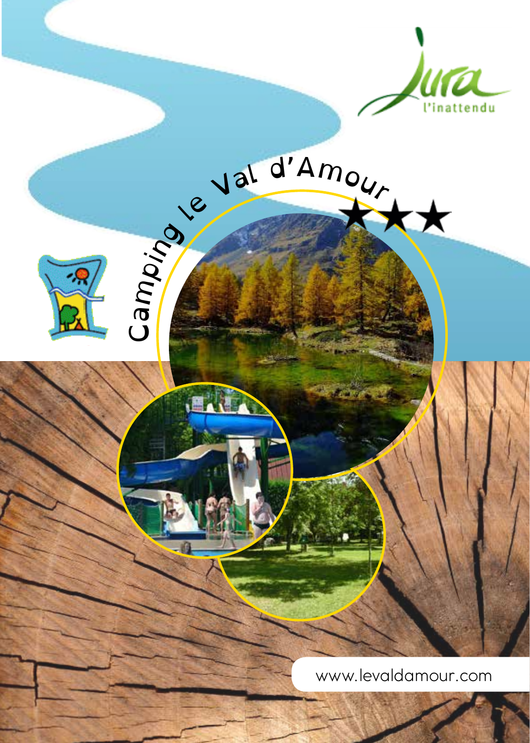Jura
l'inattendu

# Camping le Val d'Amour ★★★

www.levaldamour.com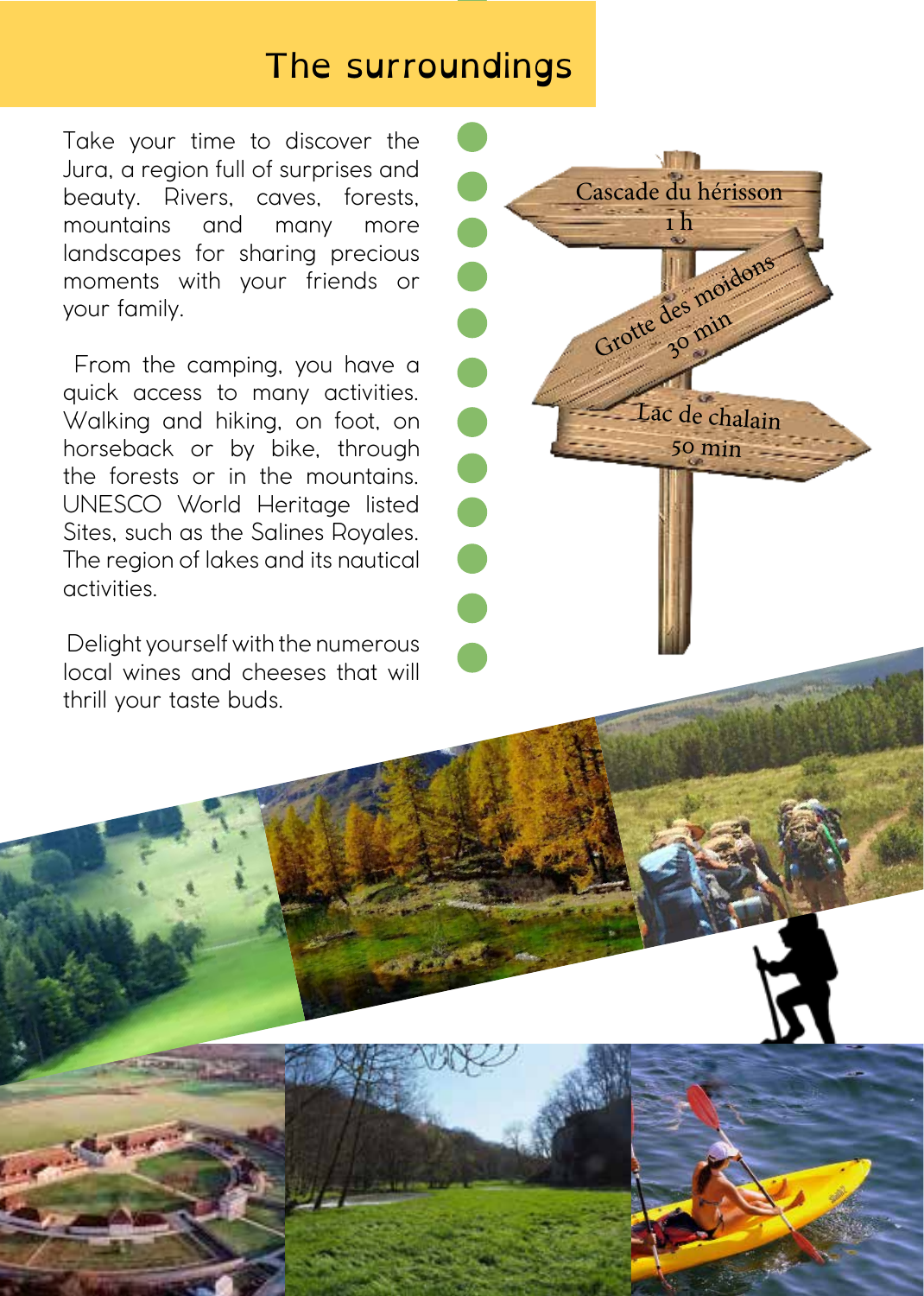# The surroundings

Take your time to discover the Jura, a region full of surprises and beauty. Rivers, caves, forests, mountains and many more landscapes for sharing precious moments with your friends or your family.

From the camping, you have a quick access to many activities. Walking and hiking, on foot, on horseback or by bike, through the forests or in the mountains. UNESCO World Heritage listed Sites, such as the Salines Royales. The region of lakes and its nautical activities.

Delight yourself with the numerous local wines and cheeses that will thrill your taste buds.

Cascade du hérisson
1 h

Grotte des moidons
30 min

Lac de chalain
50 min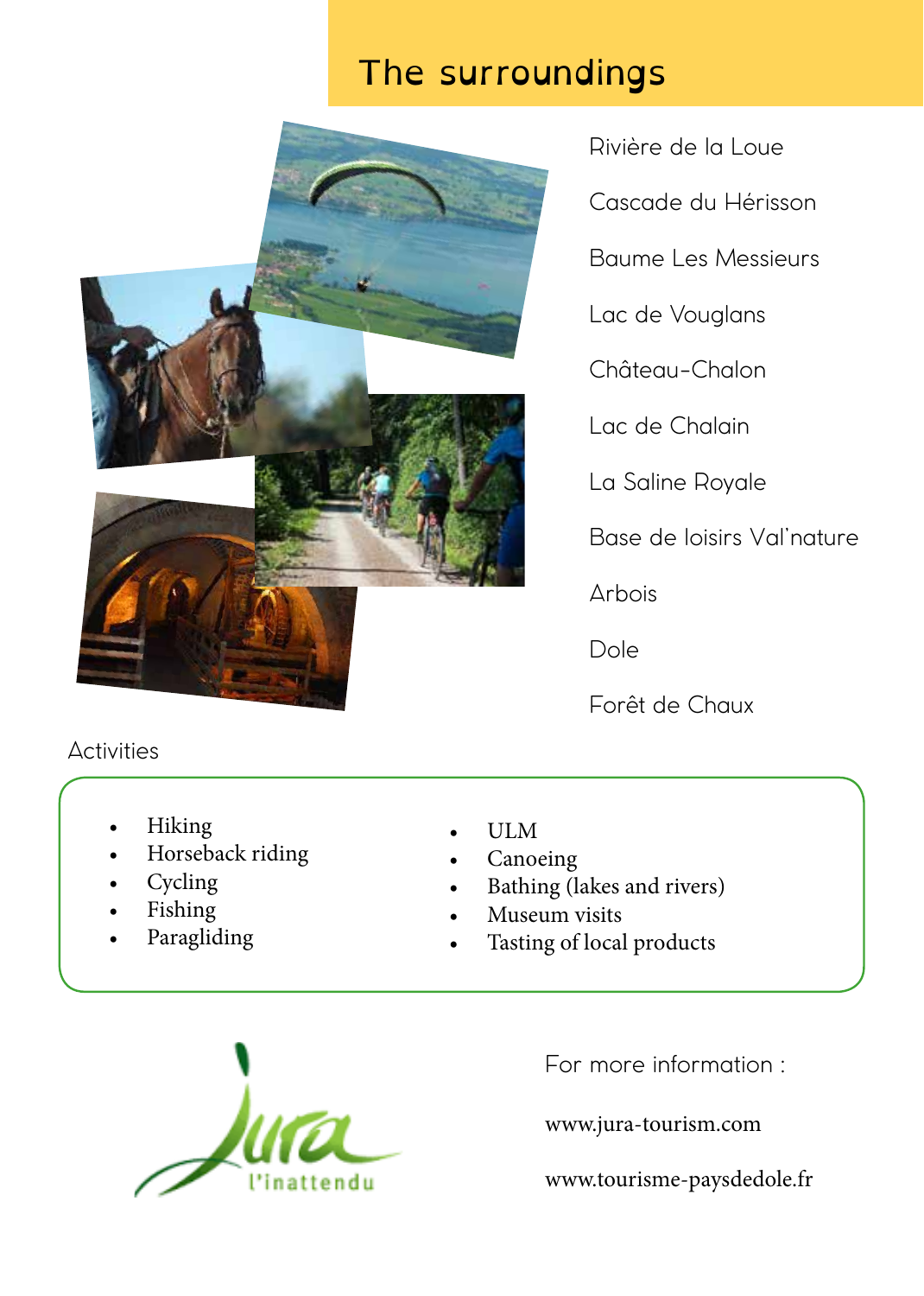# The surroundings

- Rivière de la Loue
- Cascade du Hérisson
- Baume Les Messieurs
- Lac de Vouglans
- Château-Chalon
- Lac de Chalain
- La Saline Royale
- Base de loisirs Val'nature
- Arbois
- Dole
- Forêt de Chaux

## Activities

- Hiking
- Horseback riding
- Cycling
- Fishing
- Paragliding
- ULM
- Canoeing
- Bathing (lakes and rivers)
- Museum visits
- Tasting of local products

Jura l'inattendu

For more information :

www.jura-tourism.com

www.tourisme-paysdedole.fr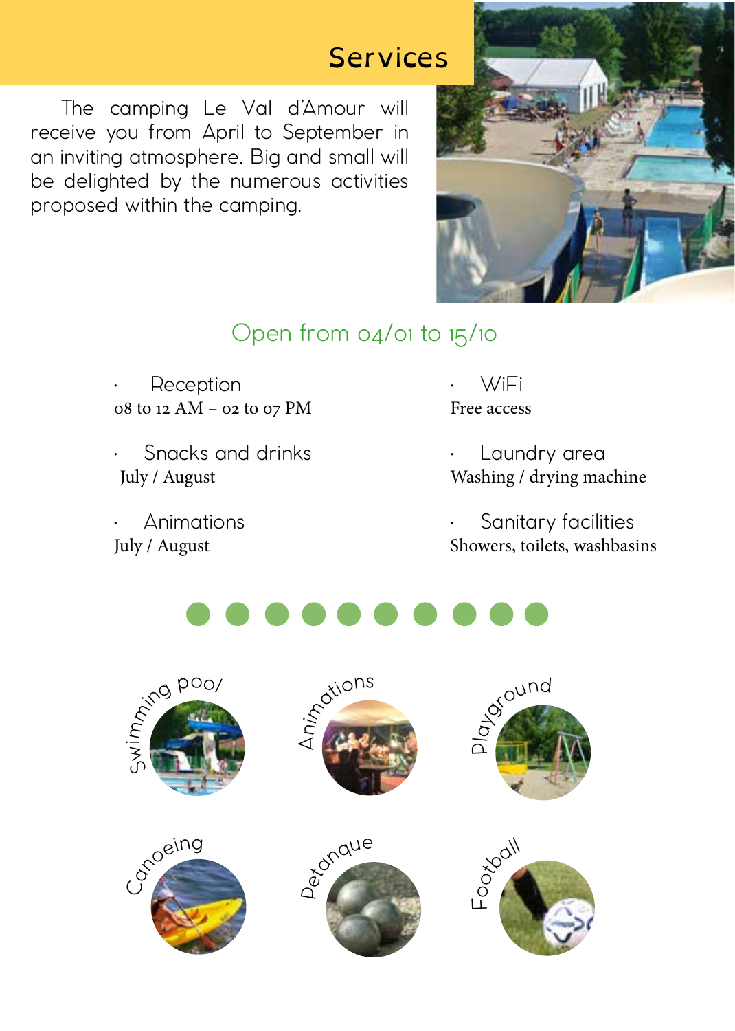# Services

The camping Le Val d'Amour will receive you from April to September in an inviting atmosphere. Big and small will be delighted by the numerous activities proposed within the camping.

## Open from 04/01 to 15/10

- **Reception**
  08 to 12 AM – 02 to 07 PM
- **Snacks and drinks**
  July / August
- **Animations**
  July / August
- **WiFi**
  Free access
- **Laundry area**
  Washing / drying machine
- **Sanitary facilities**
  Showers, toilets, washbasins

Swimming pool

Animations

Playground

Canoeing

Petanque

Football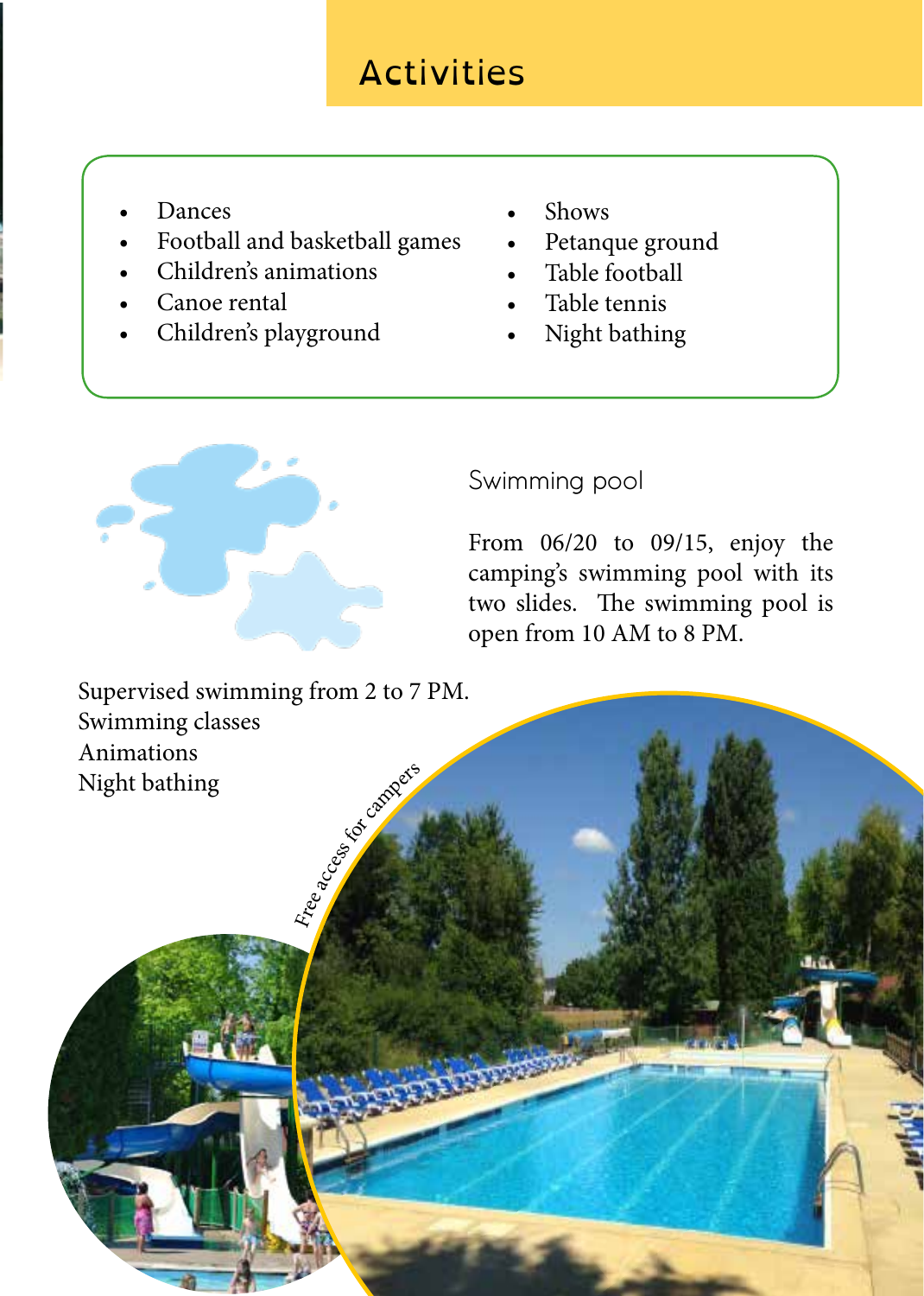# Activities

- Dances
- Football and basketball games
- Children's animations
- Canoe rental
- Children's playground
- Shows
- Petanque ground
- Table football
- Table tennis
- Night bathing

## Swimming pool

From 06/20 to 09/15, enjoy the camping's swimming pool with its two slides. The swimming pool is open from 10 AM to 8 PM.

Supervised swimming from 2 to 7 PM.
Swimming classes
Animations
Night bathing

Free access for campers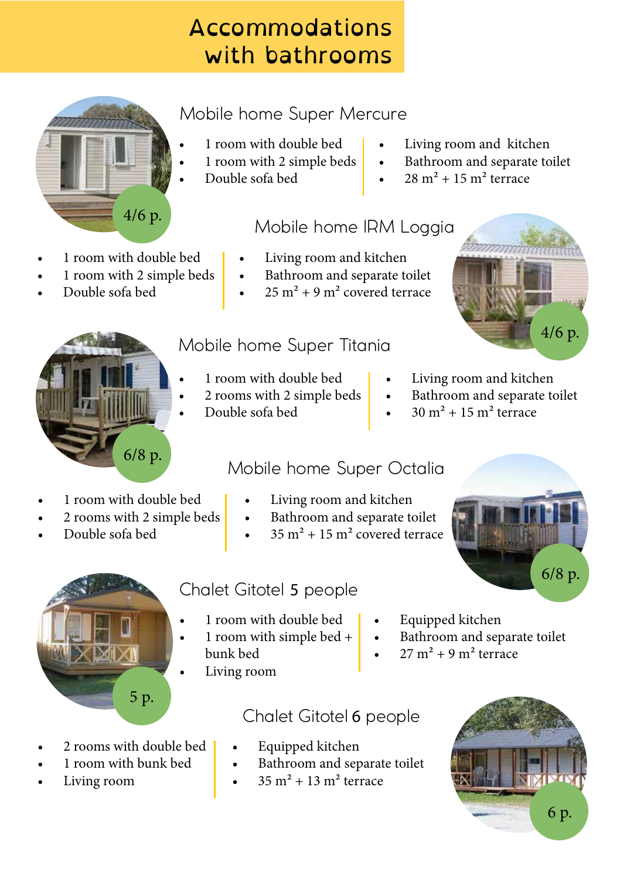# Accommodations with bathrooms

## Mobile home Super Mercure

4/6 p.

- 1 room with double bed
- 1 room with 2 simple beds
- Double sofa bed
- Living room and kitchen
- Bathroom and separate toilet
- 28 m² + 15 m² terrace

## Mobile home IRM Loggia

4/6 p.

- 1 room with double bed
- 1 room with 2 simple beds
- Double sofa bed
- Living room and kitchen
- Bathroom and separate toilet
- 25 m² + 9 m² covered terrace

## Mobile home Super Titania

6/8 p.

- 1 room with double bed
- 2 rooms with 2 simple beds
- Double sofa bed
- Living room and kitchen
- Bathroom and separate toilet
- 30 m² + 15 m² terrace

## Mobile home Super Octalia

6/8 p.

- 1 room with double bed
- 2 rooms with 2 simple beds
- Double sofa bed
- Living room and kitchen
- Bathroom and separate toilet
- 35 m² + 15 m² covered terrace

## Chalet Gitotel 5 people

5 p.

- 1 room with double bed
- 1 room with simple bed + bunk bed
- Living room
- Equipped kitchen
- Bathroom and separate toilet
- 27 m² + 9 m² terrace

## Chalet Gitotel 6 people

6 p.

- 2 rooms with double bed
- 1 room with bunk bed
- Living room
- Equipped kitchen
- Bathroom and separate toilet
- 35 m² + 13 m² terrace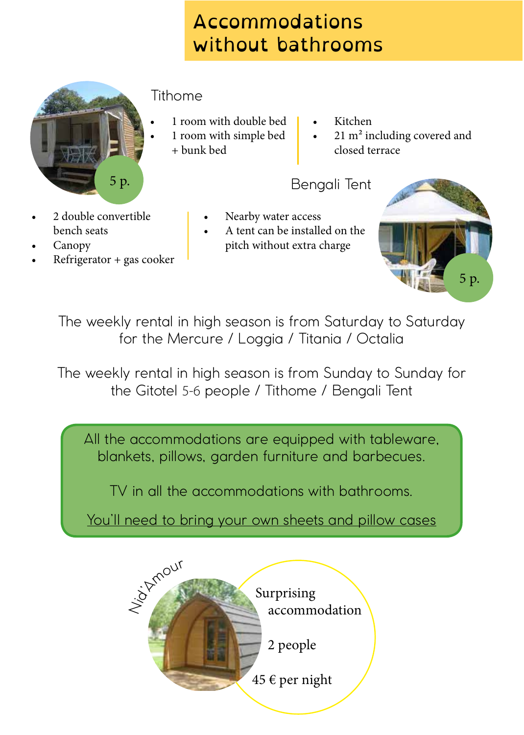# Accommodations without bathrooms

## Tithome

5 p.

- 1 room with double bed
- 1 room with simple bed + bunk bed
- Kitchen
- 21 m² including covered and closed terrace

## Bengali Tent

5 p.

- 2 double convertible bench seats
- Canopy
- Refrigerator + gas cooker
- Nearby water access
- A tent can be installed on the pitch without extra charge

The weekly rental in high season is from Saturday to Saturday for the Mercure / Loggia / Titania / Octalia

The weekly rental in high season is from Sunday to Sunday for the Gitotel 5-6 people / Tithome / Bengali Tent

All the accommodations are equipped with tableware, blankets, pillows, garden furniture and barbecues.

TV in all the accommodations with bathrooms.

You'll need to bring your own sheets and pillow cases

## Nid'Amour

Surprising accommodation

2 people

45 € per night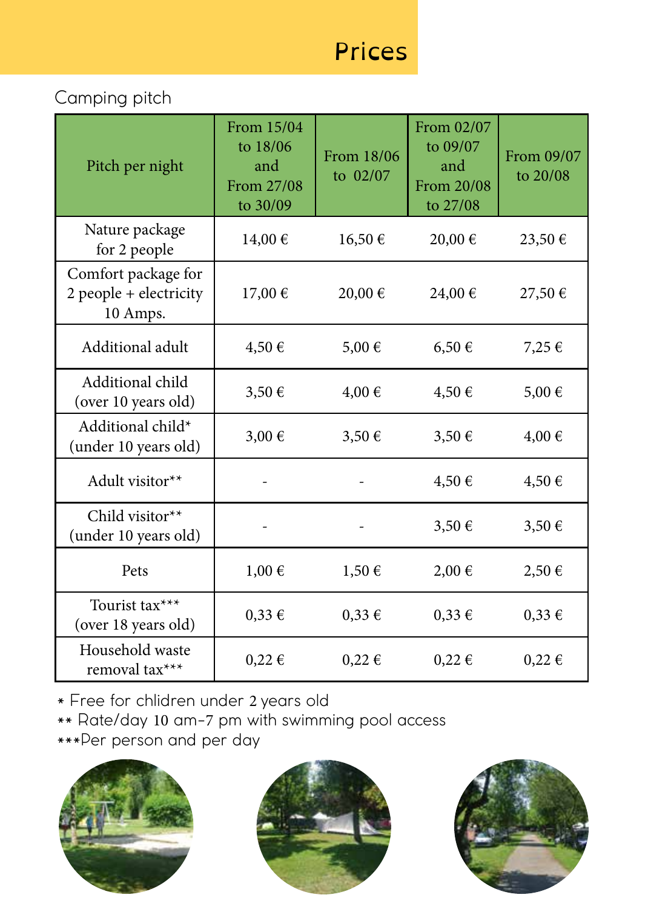# Prices

## Camping pitch

| Pitch per night | From 15/04 to 18/06 and From 27/08 to 30/09 | From 18/06 to 02/07 | From 02/07 to 09/07 and From 20/08 to 27/08 | From 09/07 to 20/08 |
| --- | --- | --- | --- | --- |
| Nature package for 2 people | 14,00 € | 16,50 € | 20,00 € | 23,50 € |
| Comfort package for 2 people + electricity 10 Amps. | 17,00 € | 20,00 € | 24,00 € | 27,50 € |
| Additional adult | 4,50 € | 5,00 € | 6,50 € | 7,25 € |
| Additional child (over 10 years old) | 3,50 € | 4,00 € | 4,50 € | 5,00 € |
| Additional child* (under 10 years old) | 3,00 € | 3,50 € | 3,50 € | 4,00 € |
| Adult visitor** | - | - | 4,50 € | 4,50 € |
| Child visitor** (under 10 years old) | - | - | 3,50 € | 3,50 € |
| Pets | 1,00 € | 1,50 € | 2,00 € | 2,50 € |
| Tourist tax*** (over 18 years old) | 0,33 € | 0,33 € | 0,33 € | 0,33 € |
| Household waste removal tax*** | 0,22 € | 0,22 € | 0,22 € | 0,22 € |

* Free for chlidren under 2 years old
** Rate/day 10 am-7 pm with swimming pool access
***Per person and per day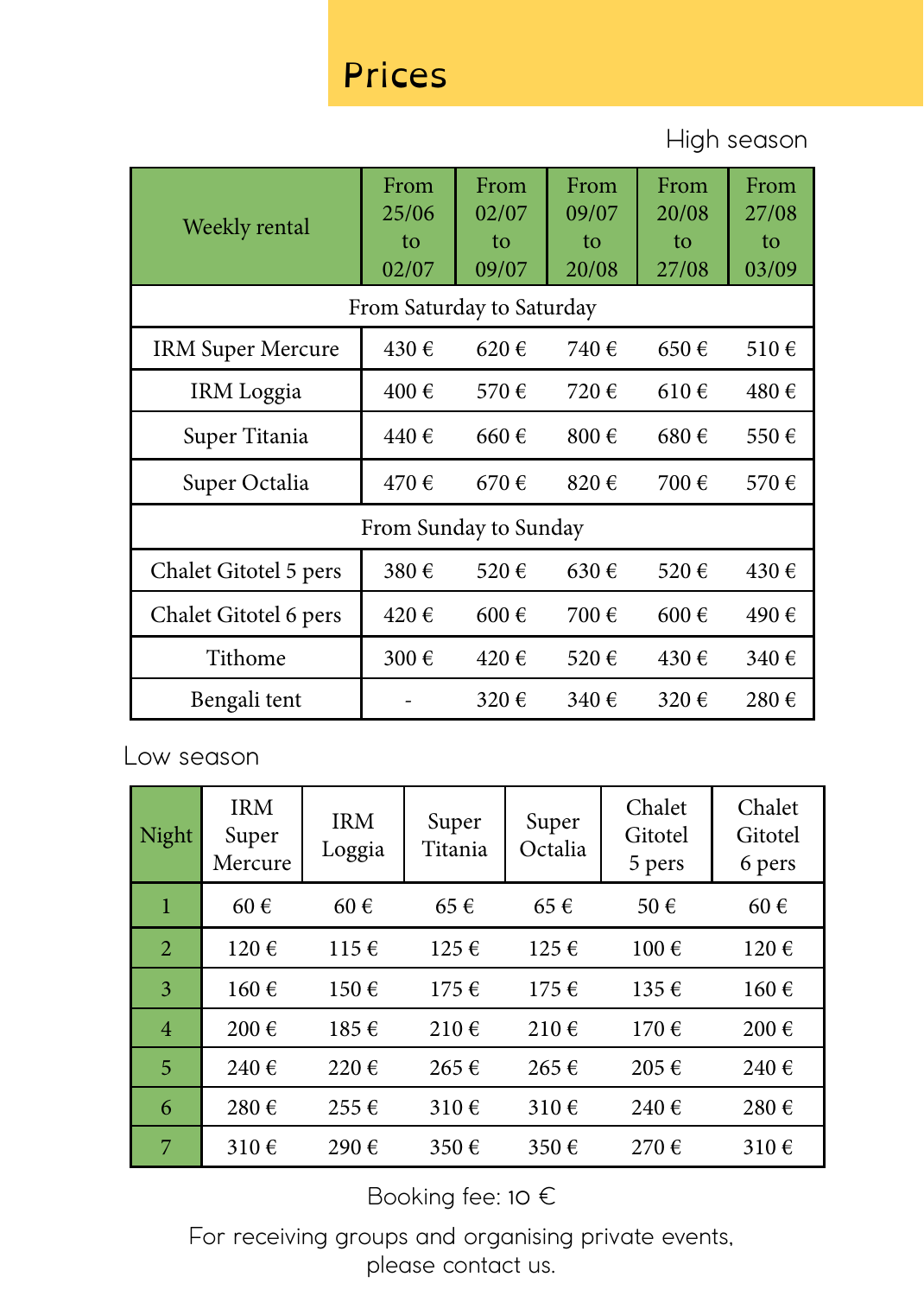# Prices

High season

| Weekly rental | From 25/06 to 02/07 | From 02/07 to 09/07 | From 09/07 to 20/08 | From 20/08 to 27/08 | From 27/08 to 03/09 |
|---|---|---|---|---|---|
| From Saturday to Saturday | | | | | |
| IRM Super Mercure | 430 € | 620 € | 740 € | 650 € | 510 € |
| IRM Loggia | 400 € | 570 € | 720 € | 610 € | 480 € |
| Super Titania | 440 € | 660 € | 800 € | 680 € | 550 € |
| Super Octalia | 470 € | 670 € | 820 € | 700 € | 570 € |
| From Sunday to Sunday | | | | | |
| Chalet Gitotel 5 pers | 380 € | 520 € | 630 € | 520 € | 430 € |
| Chalet Gitotel 6 pers | 420 € | 600 € | 700 € | 600 € | 490 € |
| Tithome | 300 € | 420 € | 520 € | 430 € | 340 € |
| Bengali tent | - | 320 € | 340 € | 320 € | 280 € |

Low season

| Night | IRM Super Mercure | IRM Loggia | Super Titania | Super Octalia | Chalet Gitotel 5 pers | Chalet Gitotel 6 pers |
|---|---|---|---|---|---|---|
| 1 | 60 € | 60 € | 65 € | 65 € | 50 € | 60 € |
| 2 | 120 € | 115 € | 125 € | 125 € | 100 € | 120 € |
| 3 | 160 € | 150 € | 175 € | 175 € | 135 € | 160 € |
| 4 | 200 € | 185 € | 210 € | 210 € | 170 € | 200 € |
| 5 | 240 € | 220 € | 265 € | 265 € | 205 € | 240 € |
| 6 | 280 € | 255 € | 310 € | 310 € | 240 € | 280 € |
| 7 | 310 € | 290 € | 350 € | 350 € | 270 € | 310 € |

Booking fee: 10 €

For receiving groups and organising private events, please contact us.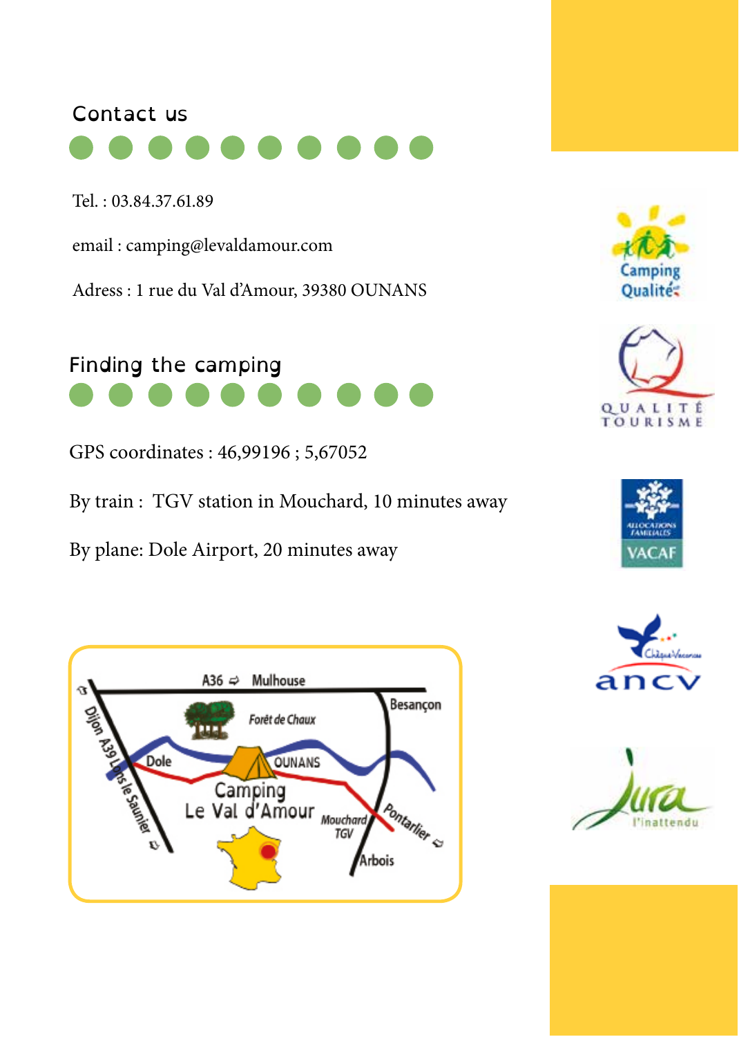## Contact us

Tel. : 03.84.37.61.89

email : camping@levaldamour.com

Adress : 1 rue du Val d'Amour, 39380 OUNANS

## Finding the camping

GPS coordinates : 46,99196 ; 5,67052

By train : TGV station in Mouchard, 10 minutes away

By plane: Dole Airport, 20 minutes away

A36 Mulhouse
Forêt de Chaux
Besançon
Dijon A39 Lons le Saunier
Dole
OUNANS
Camping
Le Val d'Amour
Mouchard TGV
Pontarlier
Arbois

Camping Qualité

QUALITÉ TOURISME

ALLOCATIONS FAMILIALES VACAF

Chèque-Vacances ancv

Jura l'inattendu